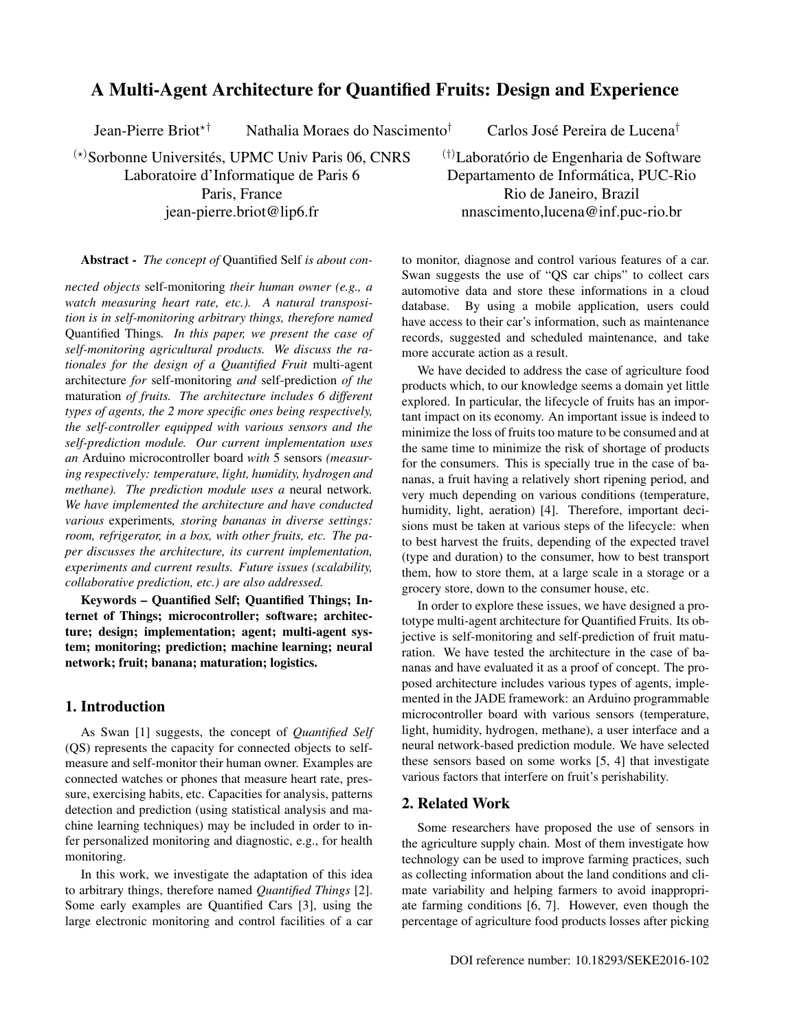# A Multi-Agent Architecture for Quantified Fruits: Design and Experience

Jean-Pierre Briot[⋆†] Nathalia Moraes do Nascimento[†] Carlos José Pereira de Lucena[†]

[⋆]Sorbonne Universités, UPMC Univ Paris 06, CNRS
Laboratoire d'Informatique de Paris 6
Paris, France
jean-pierre.briot@lip6.fr

[†]Laboratório de Engenharia de Software
Departamento de Informática, PUC-Rio
Rio de Janeiro, Brazil
nnascimento,lucena@inf.puc-rio.br

**Abstract -** *The concept of* Quantified Self *is about connected objects* self-monitoring *their human owner (e.g., a watch measuring heart rate, etc.). A natural transposition is in self-monitoring arbitrary things, therefore named* Quantified Things*. In this paper, we present the case of self-monitoring agricultural products. We discuss the rationales for the design of a Quantified Fruit* multi-agent architecture *for* self-monitoring *and* self-prediction *of the* maturation *of fruits. The architecture includes 6 different types of agents, the 2 more specific ones being respectively, the self-controller equipped with various sensors and the self-prediction module. Our current implementation uses an* Arduino microcontroller board *with* 5 sensors *(measuring respectively: temperature, light, humidity, hydrogen and methane). The prediction module uses a* neural network*. We have implemented the architecture and have conducted various* experiments*, storing bananas in diverse settings: room, refrigerator, in a box, with other fruits, etc. The paper discusses the architecture, its current implementation, experiments and current results. Future issues (scalability, collaborative prediction, etc.) are also addressed.*

**Keywords – Quantified Self; Quantified Things; Internet of Things; microcontroller; software; architecture; design; implementation; agent; multi-agent system; monitoring; prediction; machine learning; neural network; fruit; banana; maturation; logistics.**

## 1. Introduction

As Swan [1] suggests, the concept of *Quantified Self* (QS) represents the capacity for connected objects to self-measure and self-monitor their human owner. Examples are connected watches or phones that measure heart rate, pressure, exercising habits, etc. Capacities for analysis, patterns detection and prediction (using statistical analysis and machine learning techniques) may be included in order to infer personalized monitoring and diagnostic, e.g., for health monitoring.

In this work, we investigate the adaptation of this idea to arbitrary things, therefore named *Quantified Things* [2]. Some early examples are Quantified Cars [3], using the large electronic monitoring and control facilities of a car to monitor, diagnose and control various features of a car. Swan suggests the use of "QS car chips" to collect cars automotive data and store these informations in a cloud database. By using a mobile application, users could have access to their car's information, such as maintenance records, suggested and scheduled maintenance, and take more accurate action as a result.

We have decided to address the case of agriculture food products which, to our knowledge seems a domain yet little explored. In particular, the lifecycle of fruits has an important impact on its economy. An important issue is indeed to minimize the loss of fruits too mature to be consumed and at the same time to minimize the risk of shortage of products for the consumers. This is specially true in the case of bananas, a fruit having a relatively short ripening period, and very much depending on various conditions (temperature, humidity, light, aeration) [4]. Therefore, important decisions must be taken at various steps of the lifecycle: when to best harvest the fruits, depending of the expected travel (type and duration) to the consumer, how to best transport them, how to store them, at a large scale in a storage or a grocery store, down to the consumer house, etc.

In order to explore these issues, we have designed a prototype multi-agent architecture for Quantified Fruits. Its objective is self-monitoring and self-prediction of fruit maturation. We have tested the architecture in the case of bananas and have evaluated it as a proof of concept. The proposed architecture includes various types of agents, implemented in the JADE framework: an Arduino programmable microcontroller board with various sensors (temperature, light, humidity, hydrogen, methane), a user interface and a neural network-based prediction module. We have selected these sensors based on some works [5, 4] that investigate various factors that interfere on fruit's perishability.

## 2. Related Work

Some researchers have proposed the use of sensors in the agriculture supply chain. Most of them investigate how technology can be used to improve farming practices, such as collecting information about the land conditions and climate variability and helping farmers to avoid inappropriate farming conditions [6, 7]. However, even though the percentage of agriculture food products losses after picking

DOI reference number: 10.18293/SEKE2016-102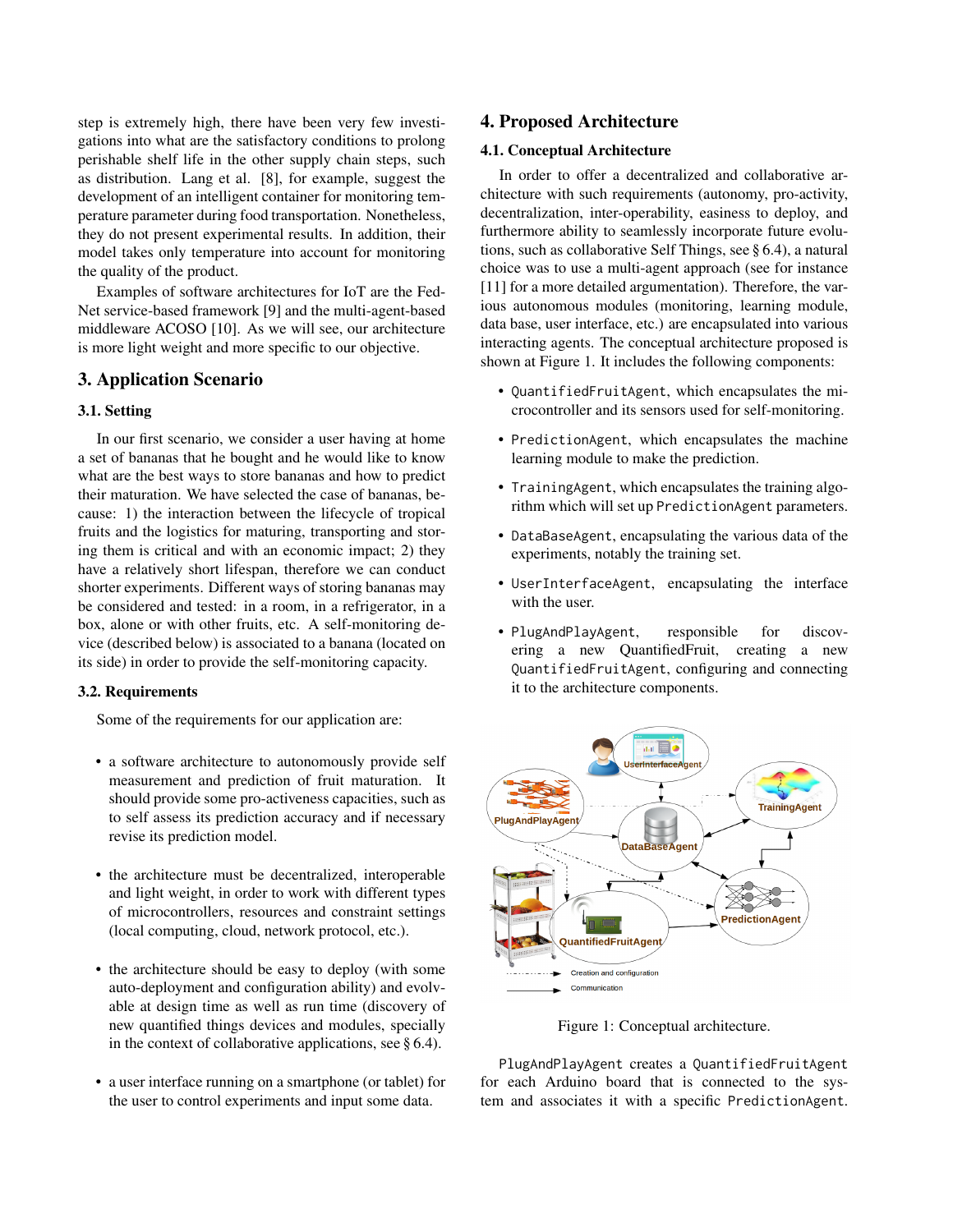step is extremely high, there have been very few investigations into what are the satisfactory conditions to prolong perishable shelf life in the other supply chain steps, such as distribution. Lang et al. [8], for example, suggest the development of an intelligent container for monitoring temperature parameter during food transportation. Nonetheless, they do not present experimental results. In addition, their model takes only temperature into account for monitoring the quality of the product.

Examples of software architectures for IoT are the FedNet service-based framework [9] and the multi-agent-based middleware ACOSO [10]. As we will see, our architecture is more light weight and more specific to our objective.

## 3. Application Scenario

### 3.1. Setting

In our first scenario, we consider a user having at home a set of bananas that he bought and he would like to know what are the best ways to store bananas and how to predict their maturation. We have selected the case of bananas, because: 1) the interaction between the lifecycle of tropical fruits and the logistics for maturing, transporting and storing them is critical and with an economic impact; 2) they have a relatively short lifespan, therefore we can conduct shorter experiments. Different ways of storing bananas may be considered and tested: in a room, in a refrigerator, in a box, alone or with other fruits, etc. A self-monitoring device (described below) is associated to a banana (located on its side) in order to provide the self-monitoring capacity.

### 3.2. Requirements

Some of the requirements for our application are:

- a software architecture to autonomously provide self measurement and prediction of fruit maturation. It should provide some pro-activeness capacities, such as to self assess its prediction accuracy and if necessary revise its prediction model.
- the architecture must be decentralized, interoperable and light weight, in order to work with different types of microcontrollers, resources and constraint settings (local computing, cloud, network protocol, etc.).
- the architecture should be easy to deploy (with some auto-deployment and configuration ability) and evolvable at design time as well as run time (discovery of new quantified things devices and modules, specially in the context of collaborative applications, see § 6.4).
- a user interface running on a smartphone (or tablet) for the user to control experiments and input some data.

## 4. Proposed Architecture

### 4.1. Conceptual Architecture

In order to offer a decentralized and collaborative architecture with such requirements (autonomy, pro-activity, decentralization, inter-operability, easiness to deploy, and furthermore ability to seamlessly incorporate future evolutions, such as collaborative Self Things, see § 6.4), a natural choice was to use a multi-agent approach (see for instance [11] for a more detailed argumentation). Therefore, the various autonomous modules (monitoring, learning module, data base, user interface, etc.) are encapsulated into various interacting agents. The conceptual architecture proposed is shown at Figure 1. It includes the following components:

- `QuantifiedFruitAgent`, which encapsulates the microcontroller and its sensors used for self-monitoring.
- `PredictionAgent`, which encapsulates the machine learning module to make the prediction.
- `TrainingAgent`, which encapsulates the training algorithm which will set up `PredictionAgent` parameters.
- `DataBaseAgent`, encapsulating the various data of the experiments, notably the training set.
- `UserInterfaceAgent`, encapsulating the interface with the user.
- `PlugAndPlayAgent`, responsible for discovering a new QuantifiedFruit, creating a new `QuantifiedFruitAgent`, configuring and connecting it to the architecture components.

Figure 1: Conceptual architecture.

`PlugAndPlayAgent` creates a `QuantifiedFruitAgent` for each Arduino board that is connected to the system and associates it with a specific `PredictionAgent`.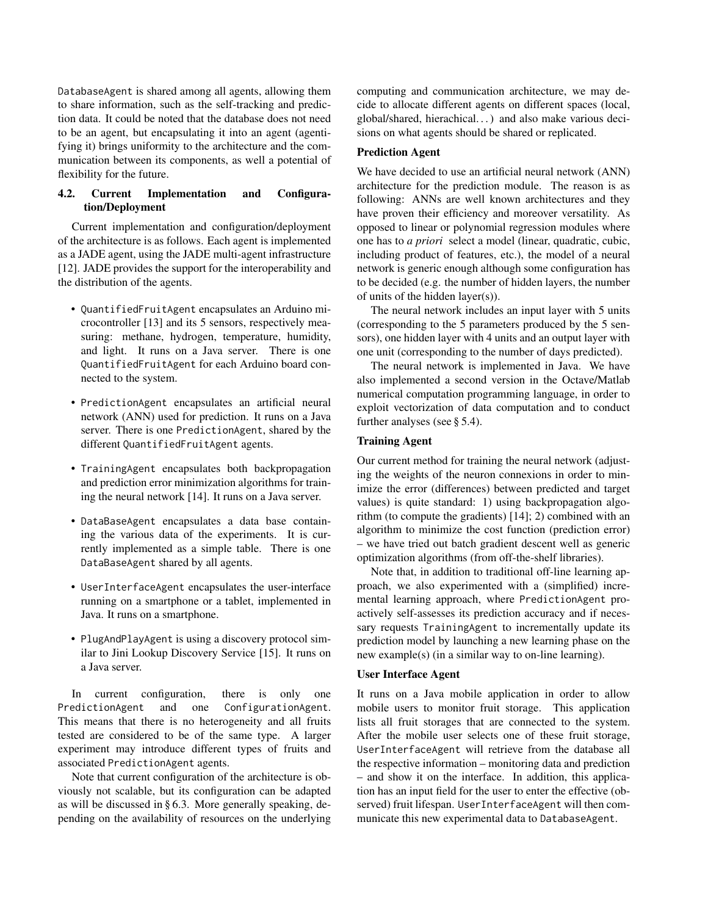DatabaseAgent is shared among all agents, allowing them to share information, such as the self-tracking and prediction data. It could be noted that the database does not need to be an agent, but encapsulating it into an agent (agentifying it) brings uniformity to the architecture and the communication between its components, as well a potential of flexibility for the future.

### 4.2. Current Implementation and Configuration/Deployment

Current implementation and configuration/deployment of the architecture is as follows. Each agent is implemented as a JADE agent, using the JADE multi-agent infrastructure [12]. JADE provides the support for the interoperability and the distribution of the agents.

- QuantifiedFruitAgent encapsulates an Arduino microcontroller [13] and its 5 sensors, respectively measuring: methane, hydrogen, temperature, humidity, and light. It runs on a Java server. There is one QuantifiedFruitAgent for each Arduino board connected to the system.
- PredictionAgent encapsulates an artificial neural network (ANN) used for prediction. It runs on a Java server. There is one PredictionAgent, shared by the different QuantifiedFruitAgent agents.
- TrainingAgent encapsulates both backpropagation and prediction error minimization algorithms for training the neural network [14]. It runs on a Java server.
- DataBaseAgent encapsulates a data base containing the various data of the experiments. It is currently implemented as a simple table. There is one DataBaseAgent shared by all agents.
- UserInterfaceAgent encapsulates the user-interface running on a smartphone or a tablet, implemented in Java. It runs on a smartphone.
- PlugAndPlayAgent is using a discovery protocol similar to Jini Lookup Discovery Service [15]. It runs on a Java server.

In current configuration, there is only one PredictionAgent and one ConfigurationAgent. This means that there is no heterogeneity and all fruits tested are considered to be of the same type. A larger experiment may introduce different types of fruits and associated PredictionAgent agents.

Note that current configuration of the architecture is obviously not scalable, but its configuration can be adapted as will be discussed in § 6.3. More generally speaking, depending on the availability of resources on the underlying computing and communication architecture, we may decide to allocate different agents on different spaces (local, global/shared, hierachical...) and also make various decisions on what agents should be shared or replicated.

**Prediction Agent**

We have decided to use an artificial neural network (ANN) architecture for the prediction module. The reason is as following: ANNs are well known architectures and they have proven their efficiency and moreover versatility. As opposed to linear or polynomial regression modules where one has to *a priori* select a model (linear, quadratic, cubic, including product of features, etc.), the model of a neural network is generic enough although some configuration has to be decided (e.g. the number of hidden layers, the number of units of the hidden layer(s)).

The neural network includes an input layer with 5 units (corresponding to the 5 parameters produced by the 5 sensors), one hidden layer with 4 units and an output layer with one unit (corresponding to the number of days predicted).

The neural network is implemented in Java. We have also implemented a second version in the Octave/Matlab numerical computation programming language, in order to exploit vectorization of data computation and to conduct further analyses (see § 5.4).

**Training Agent**

Our current method for training the neural network (adjusting the weights of the neuron connexions in order to minimize the error (differences) between predicted and target values) is quite standard: 1) using backpropagation algorithm (to compute the gradients) [14]; 2) combined with an algorithm to minimize the cost function (prediction error) – we have tried out batch gradient descent well as generic optimization algorithms (from off-the-shelf libraries).

Note that, in addition to traditional off-line learning approach, we also experimented with a (simplified) incremental learning approach, where PredictionAgent proactively self-assesses its prediction accuracy and if necessary requests TrainingAgent to incrementally update its prediction model by launching a new learning phase on the new example(s) (in a similar way to on-line learning).

**User Interface Agent**

It runs on a Java mobile application in order to allow mobile users to monitor fruit storage. This application lists all fruit storages that are connected to the system. After the mobile user selects one of these fruit storage, UserInterfaceAgent will retrieve from the database all the respective information – monitoring data and prediction – and show it on the interface. In addition, this application has an input field for the user to enter the effective (observed) fruit lifespan. UserInterfaceAgent will then communicate this new experimental data to DatabaseAgent.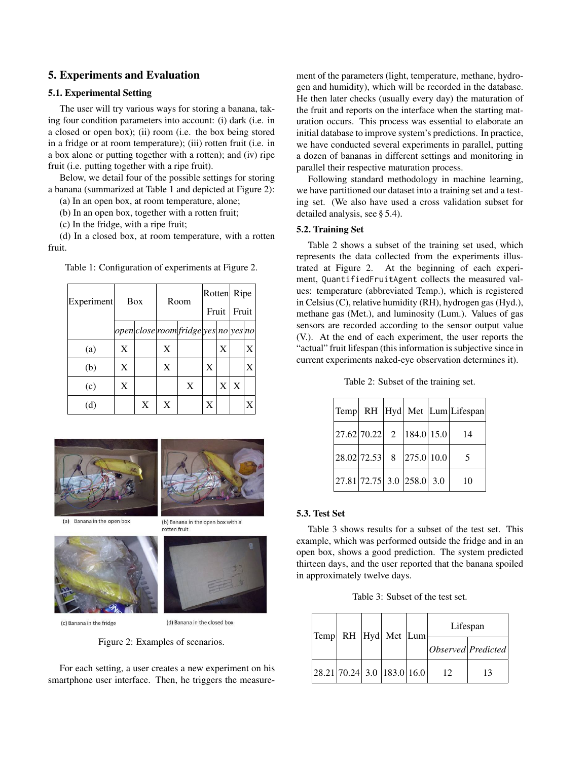## 5. Experiments and Evaluation

### 5.1. Experimental Setting

The user will try various ways for storing a banana, taking four condition parameters into account: (i) dark (i.e. in a closed or open box); (ii) room (i.e. the box being stored in a fridge or at room temperature); (iii) rotten fruit (i.e. in a box alone or putting together with a rotten); and (iv) ripe fruit (i.e. putting together with a ripe fruit).

Below, we detail four of the possible settings for storing a banana (summarized at Table 1 and depicted at Figure 2):

(a) In an open box, at room temperature, alone;

(b) In an open box, together with a rotten fruit;

(c) In the fridge, with a ripe fruit;

(d) In a closed box, at room temperature, with a rotten fruit.

Table 1: Configuration of experiments at Figure 2.

| Experiment | Box | | Room | | Rotten Fruit | | Ripe Fruit | |
|---|---|---|---|---|---|---|---|---|
| | *open* | *close* | *room* | *fridge* | *yes* | *no* | *yes* | *no* |
| (a) | X | | X | | | X | | X |
| (b) | X | | X | | X | | | X |
| (c) | X | | | X | | X | X | |
| (d) | | X | X | | X | | | X |

(a) Banana in the open box

(b) Banana in the open box with a rotten fruit

(c) Banana in the fridge

(d) Banana in the closed box

Figure 2: Examples of scenarios.

For each setting, a user creates a new experiment on his smartphone user interface. Then, he triggers the measurement of the parameters (light, temperature, methane, hydrogen and humidity), which will be recorded in the database. He then later checks (usually every day) the maturation of the fruit and reports on the interface when the starting maturation occurs. This process was essential to elaborate an initial database to improve system's predictions. In practice, we have conducted several experiments in parallel, putting a dozen of bananas in different settings and monitoring in parallel their respective maturation process.

Following standard methodology in machine learning, we have partitioned our dataset into a training set and a testing set. (We also have used a cross validation subset for detailed analysis, see § 5.4).

### 5.2. Training Set

Table 2 shows a subset of the training set used, which represents the data collected from the experiments illustrated at Figure 2. At the beginning of each experiment, `QuantifiedFruitAgent` collects the measured values: temperature (abbreviated Temp.), which is registered in Celsius (C), relative humidity (RH), hydrogen gas (Hyd.), methane gas (Met.), and luminosity (Lum.). Values of gas sensors are recorded according to the sensor output value (V.). At the end of each experiment, the user reports the "actual" fruit lifespan (this information is subjective since in current experiments naked-eye observation determines it).

Table 2: Subset of the training set.

| Temp | RH | Hyd | Met | Lum | Lifespan |
|---|---|---|---|---|---|
| 27.62 | 70.22 | 2 | 184.0 | 15.0 | 14 |
| 28.02 | 72.53 | 8 | 275.0 | 10.0 | 5 |
| 27.81 | 72.75 | 3.0 | 258.0 | 3.0 | 10 |

### 5.3. Test Set

Table 3 shows results for a subset of the test set. This example, which was performed outside the fridge and in an open box, shows a good prediction. The system predicted thirteen days, and the user reported that the banana spoiled in approximately twelve days.

Table 3: Subset of the test set.

| Temp | RH | Hyd | Met | Lum | Lifespan | |
|---|---|---|---|---|---|---|
| | | | | | *Observed* | *Predicted* |
| 28.21 | 70.24 | 3.0 | 183.0 | 16.0 | 12 | 13 |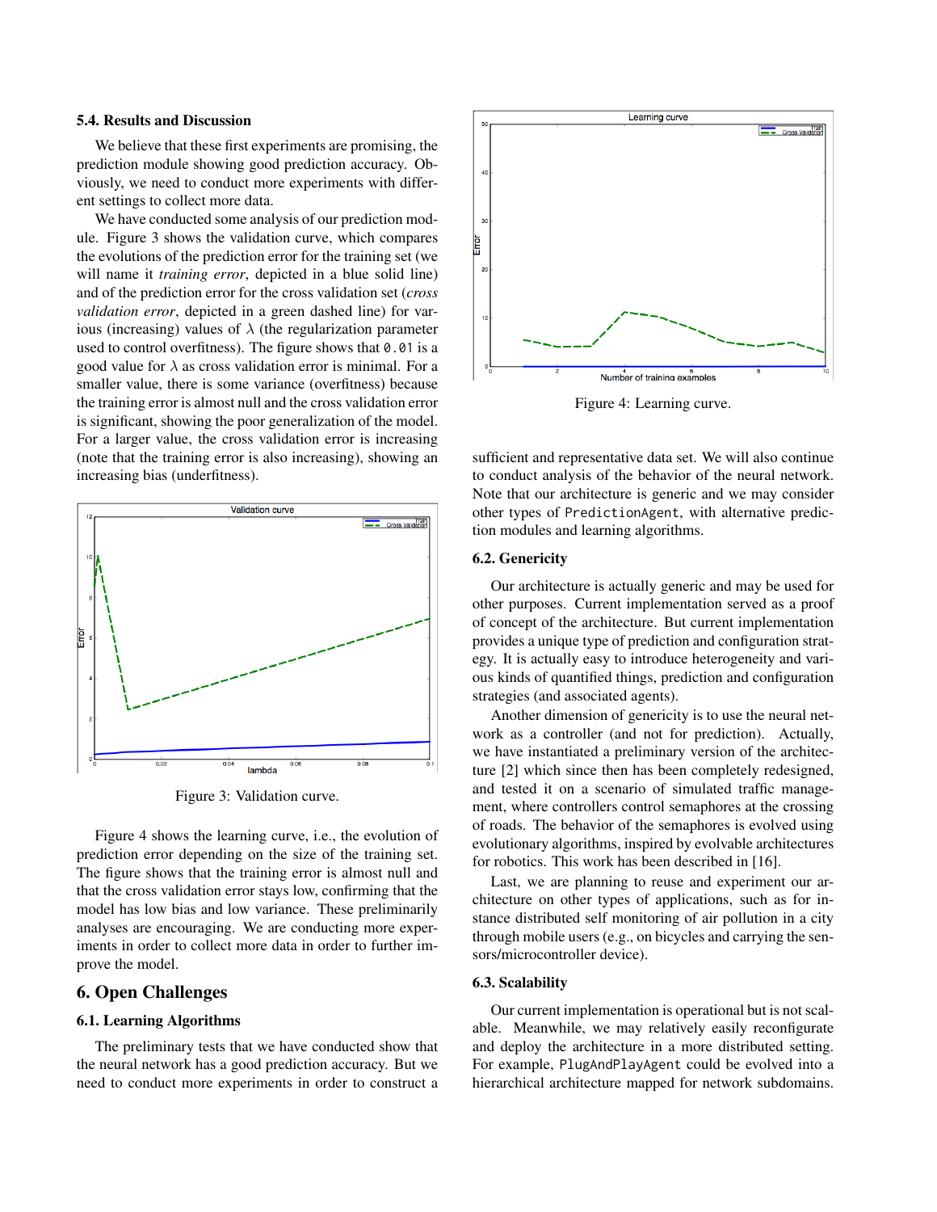### 5.4. Results and Discussion

We believe that these first experiments are promising, the prediction module showing good prediction accuracy. Obviously, we need to conduct more experiments with different settings to collect more data.

We have conducted some analysis of our prediction module. Figure 3 shows the validation curve, which compares the evolutions of the prediction error for the training set (we will name it *training error*, depicted in a blue solid line) and of the prediction error for the cross validation set (*cross validation error*, depicted in a green dashed line) for various (increasing) values of $\lambda$ (the regularization parameter used to control overfitness). The figure shows that `0.01` is a good value for $\lambda$ as cross validation error is minimal. For a smaller value, there is some variance (overfitness) because the training error is almost null and the cross validation error is significant, showing the poor generalization of the model. For a larger value, the cross validation error is increasing (note that the training error is also increasing), showing an increasing bias (underfitness).

Figure 3: Validation curve.

Figure 4 shows the learning curve, i.e., the evolution of prediction error depending on the size of the training set. The figure shows that the training error is almost null and that the cross validation error stays low, confirming that the model has low bias and low variance. These preliminarily analyses are encouraging. We are conducting more experiments in order to collect more data in order to further improve the model.

## 6. Open Challenges

### 6.1. Learning Algorithms

The preliminary tests that we have conducted show that the neural network has a good prediction accuracy. But we need to conduct more experiments in order to construct a sufficient and representative data set. We will also continue to conduct analysis of the behavior of the neural network. Note that our architecture is generic and we may consider other types of `PredictionAgent`, with alternative prediction modules and learning algorithms.

Figure 4: Learning curve.

### 6.2. Genericity

Our architecture is actually generic and may be used for other purposes. Current implementation served as a proof of concept of the architecture. But current implementation provides a unique type of prediction and configuration strategy. It is actually easy to introduce heterogeneity and various kinds of quantified things, prediction and configuration strategies (and associated agents).

Another dimension of genericity is to use the neural network as a controller (and not for prediction). Actually, we have instantiated a preliminary version of the architecture [2] which since then has been completely redesigned, and tested it on a scenario of simulated traffic management, where controllers control semaphores at the crossing of roads. The behavior of the semaphores is evolved using evolutionary algorithms, inspired by evolvable architectures for robotics. This work has been described in [16].

Last, we are planning to reuse and experiment our architecture on other types of applications, such as for instance distributed self monitoring of air pollution in a city through mobile users (e.g., on bicycles and carrying the sensors/microcontroller device).

### 6.3. Scalability

Our current implementation is operational but is not scalable. Meanwhile, we may relatively easily reconfigurate and deploy the architecture in a more distributed setting. For example, `PlugAndPlayAgent` could be evolved into a hierarchical architecture mapped for network subdomains.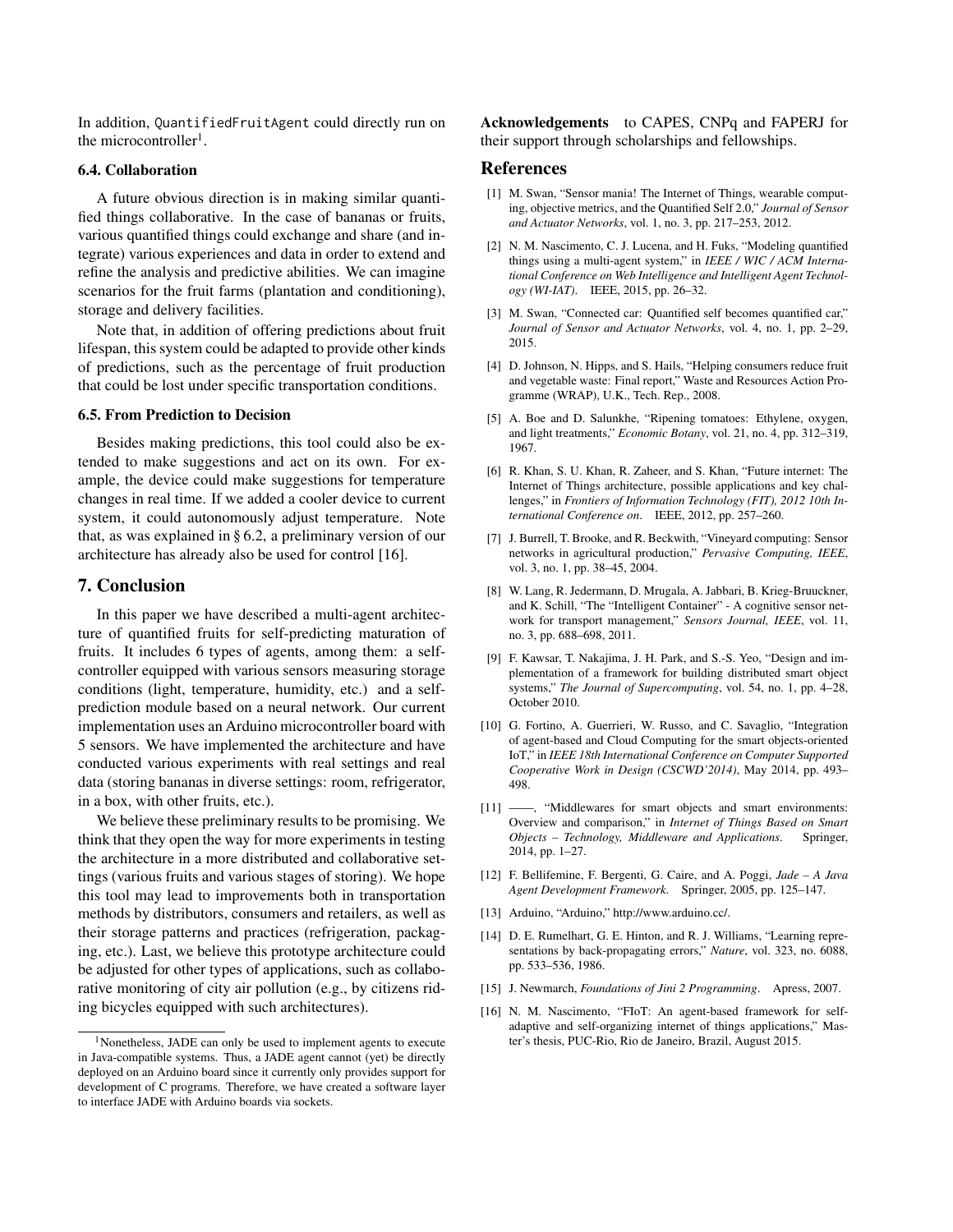In addition, QuantifiedFruitAgent could directly run on the microcontroller[1].

### 6.4. Collaboration

A future obvious direction is in making similar quantified things collaborative. In the case of bananas or fruits, various quantified things could exchange and share (and integrate) various experiences and data in order to extend and refine the analysis and predictive abilities. We can imagine scenarios for the fruit farms (plantation and conditioning), storage and delivery facilities.

Note that, in addition of offering predictions about fruit lifespan, this system could be adapted to provide other kinds of predictions, such as the percentage of fruit production that could be lost under specific transportation conditions.

### 6.5. From Prediction to Decision

Besides making predictions, this tool could also be extended to make suggestions and act on its own. For example, the device could make suggestions for temperature changes in real time. If we added a cooler device to current system, it could autonomously adjust temperature. Note that, as was explained in § 6.2, a preliminary version of our architecture has already also be used for control [16].

## 7. Conclusion

In this paper we have described a multi-agent architecture of quantified fruits for self-predicting maturation of fruits. It includes 6 types of agents, among them: a self-controller equipped with various sensors measuring storage conditions (light, temperature, humidity, etc.) and a self-prediction module based on a neural network. Our current implementation uses an Arduino microcontroller board with 5 sensors. We have implemented the architecture and have conducted various experiments with real settings and real data (storing bananas in diverse settings: room, refrigerator, in a box, with other fruits, etc.).

We believe these preliminary results to be promising. We think that they open the way for more experiments in testing the architecture in a more distributed and collaborative settings (various fruits and various stages of storing). We hope this tool may lead to improvements both in transportation methods by distributors, consumers and retailers, as well as their storage patterns and practices (refrigeration, packaging, etc.). Last, we believe this prototype architecture could be adjusted for other types of applications, such as collaborative monitoring of city air pollution (e.g., by citizens riding bicycles equipped with such architectures).

[1] Nonetheless, JADE can only be used to implement agents to execute in Java-compatible systems. Thus, a JADE agent cannot (yet) be directly deployed on an Arduino board since it currently only provides support for development of C programs. Therefore, we have created a software layer to interface JADE with Arduino boards via sockets.

**Acknowledgements** to CAPES, CNPq and FAPERJ for their support through scholarships and fellowships.

## References

[1] M. Swan, "Sensor mania! The Internet of Things, wearable computing, objective metrics, and the Quantified Self 2.0," *Journal of Sensor and Actuator Networks*, vol. 1, no. 3, pp. 217–253, 2012.

[2] N. M. Nascimento, C. J. Lucena, and H. Fuks, "Modeling quantified things using a multi-agent system," in *IEEE / WIC / ACM International Conference on Web Intelligence and Intelligent Agent Technology (WI-IAT)*. IEEE, 2015, pp. 26–32.

[3] M. Swan, "Connected car: Quantified self becomes quantified car," *Journal of Sensor and Actuator Networks*, vol. 4, no. 1, pp. 2–29, 2015.

[4] D. Johnson, N. Hipps, and S. Hails, "Helping consumers reduce fruit and vegetable waste: Final report," Waste and Resources Action Programme (WRAP), U.K., Tech. Rep., 2008.

[5] A. Boe and D. Salunkhe, "Ripening tomatoes: Ethylene, oxygen, and light treatments," *Economic Botany*, vol. 21, no. 4, pp. 312–319, 1967.

[6] R. Khan, S. U. Khan, R. Zaheer, and S. Khan, "Future internet: The Internet of Things architecture, possible applications and key challenges," in *Frontiers of Information Technology (FIT), 2012 10th International Conference on*. IEEE, 2012, pp. 257–260.

[7] J. Burrell, T. Brooke, and R. Beckwith, "Vineyard computing: Sensor networks in agricultural production," *Pervasive Computing, IEEE*, vol. 3, no. 1, pp. 38–45, 2004.

[8] W. Lang, R. Jedermann, D. Mrugala, A. Jabbari, B. Krieg-Bruuckner, and K. Schill, "The "Intelligent Container" - A cognitive sensor network for transport management," *Sensors Journal, IEEE*, vol. 11, no. 3, pp. 688–698, 2011.

[9] F. Kawsar, T. Nakajima, J. H. Park, and S.-S. Yeo, "Design and implementation of a framework for building distributed smart object systems," *The Journal of Supercomputing*, vol. 54, no. 1, pp. 4–28, October 2010.

[10] G. Fortino, A. Guerrieri, W. Russo, and C. Savaglio, "Integration of agent-based and Cloud Computing for the smart objects-oriented IoT," in *IEEE 18th International Conference on Computer Supported Cooperative Work in Design (CSCWD'2014)*, May 2014, pp. 493–498.

[11] ——, "Middlewares for smart objects and smart environments: Overview and comparison," in *Internet of Things Based on Smart Objects – Technology, Middleware and Applications*. Springer, 2014, pp. 1–27.

[12] F. Bellifemine, F. Bergenti, G. Caire, and A. Poggi, *Jade – A Java Agent Development Framework*. Springer, 2005, pp. 125–147.

[13] Arduino, "Arduino," http://www.arduino.cc/.

[14] D. E. Rumelhart, G. E. Hinton, and R. J. Williams, "Learning representations by back-propagating errors," *Nature*, vol. 323, no. 6088, pp. 533–536, 1986.

[15] J. Newmarch, *Foundations of Jini 2 Programming*. Apress, 2007.

[16] N. M. Nascimento, "FIoT: An agent-based framework for self-adaptive and self-organizing internet of things applications," Master's thesis, PUC-Rio, Rio de Janeiro, Brazil, August 2015.